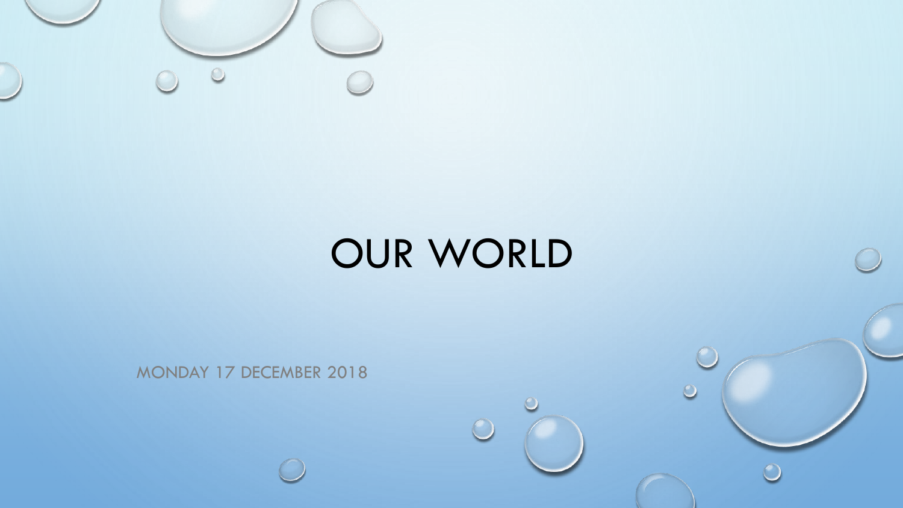# OUR WORLD

MONDAY 17 DECEMBER 2018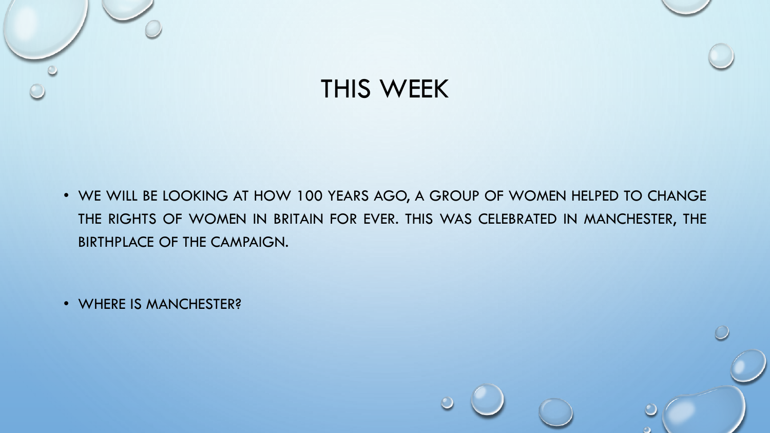# THIS WEEK

- WE WILL BE LOOKING AT HOW 100 YEARS AGO, A GROUP OF WOMEN HELPED TO CHANGE THE RIGHTS OF WOMEN IN BRITAIN FOR EVER. THIS WAS CELEBRATED IN MANCHESTER, THE BIRTHPLACE OF THE CAMPAIGN.
- WHERE IS MANCHESTER?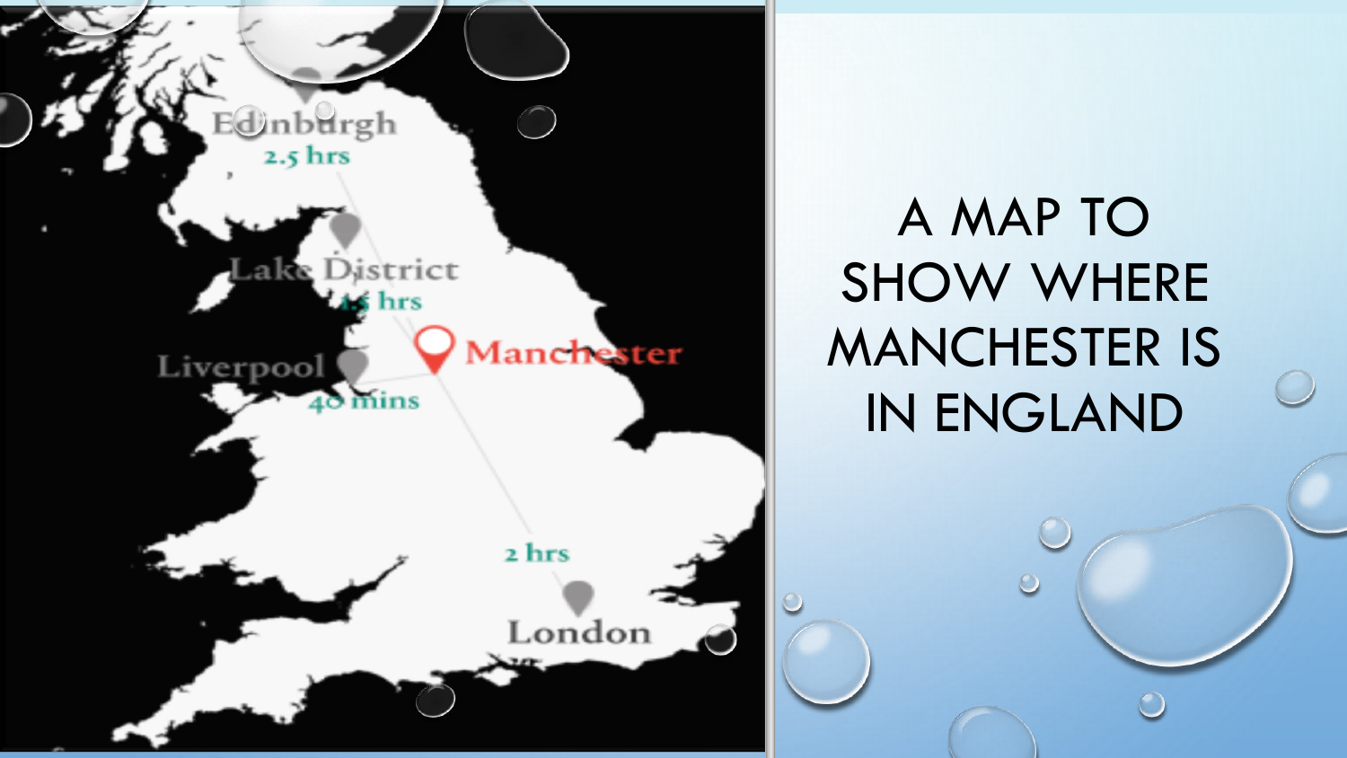# A MAP TO SHOW WHERE MANCHESTER IS IN ENGLAND

Edinburgh
2.5 hrs

Lake District
1.5 hrs

Liverpool
40 mins

Manchester

2 hrs

London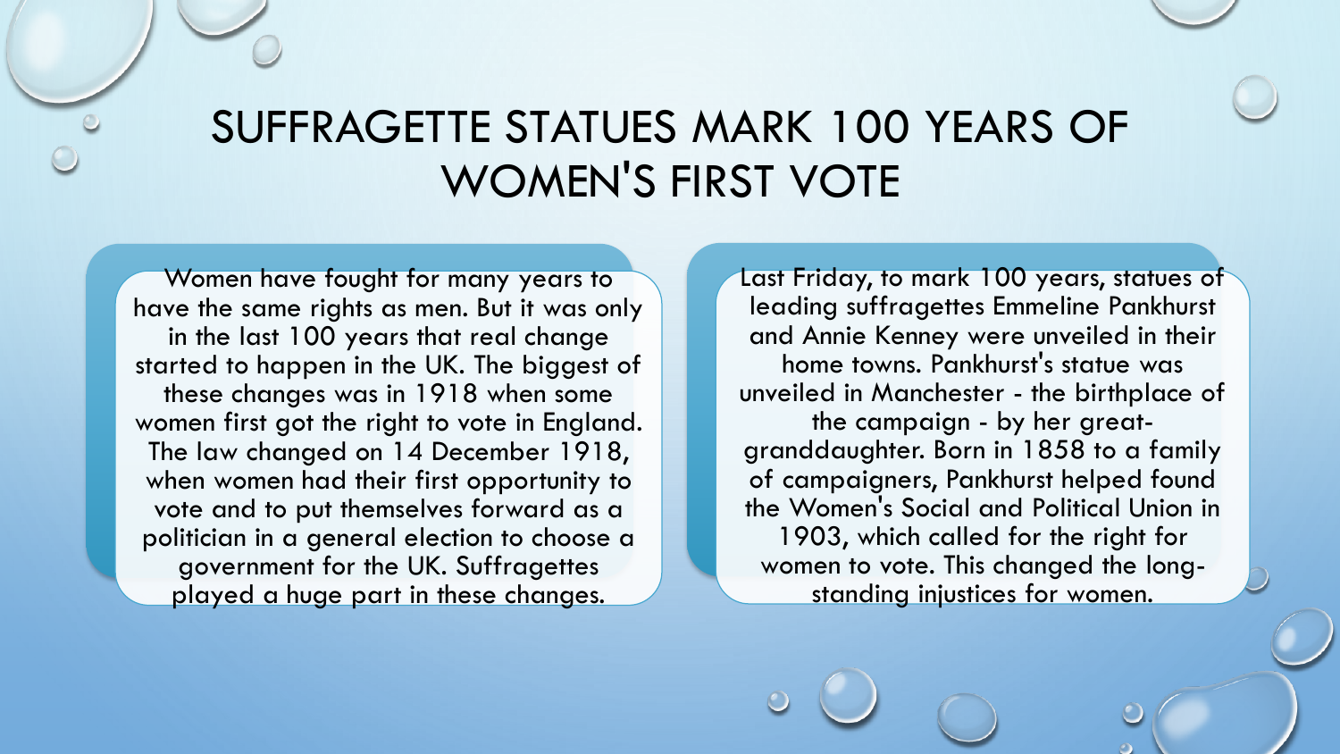# SUFFRAGETTE STATUES MARK 100 YEARS OF WOMEN'S FIRST VOTE

Women have fought for many years to have the same rights as men. But it was only in the last 100 years that real change started to happen in the UK. The biggest of these changes was in 1918 when some women first got the right to vote in England. The law changed on 14 December 1918, when women had their first opportunity to vote and to put themselves forward as a politician in a general election to choose a government for the UK. Suffragettes played a huge part in these changes.

Last Friday, to mark 100 years, statues of leading suffragettes Emmeline Pankhurst and Annie Kenney were unveiled in their home towns. Pankhurst's statue was unveiled in Manchester - the birthplace of the campaign - by her great-granddaughter. Born in 1858 to a family of campaigners, Pankhurst helped found the Women's Social and Political Union in 1903, which called for the right for women to vote. This changed the long-standing injustices for women.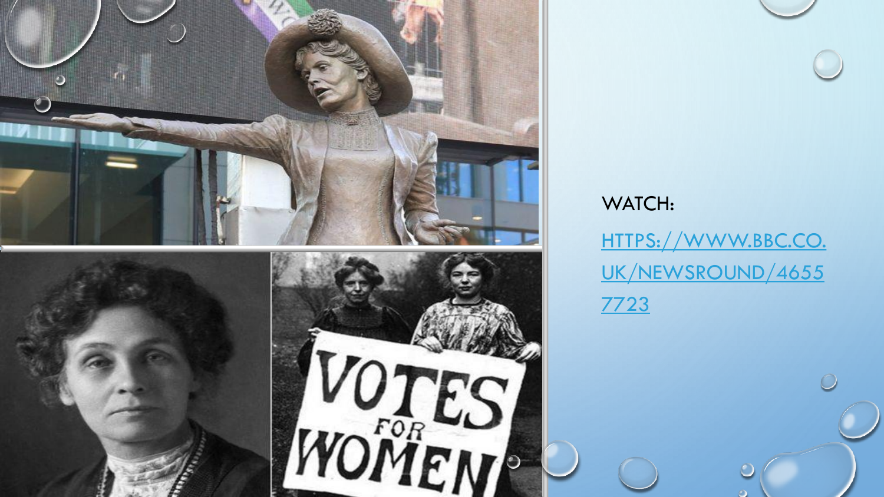WATCH:

[HTTPS://WWW.BBC.CO.UK/NEWSROUND/46557723](https://www.bbc.co.uk/newsround/46557723)